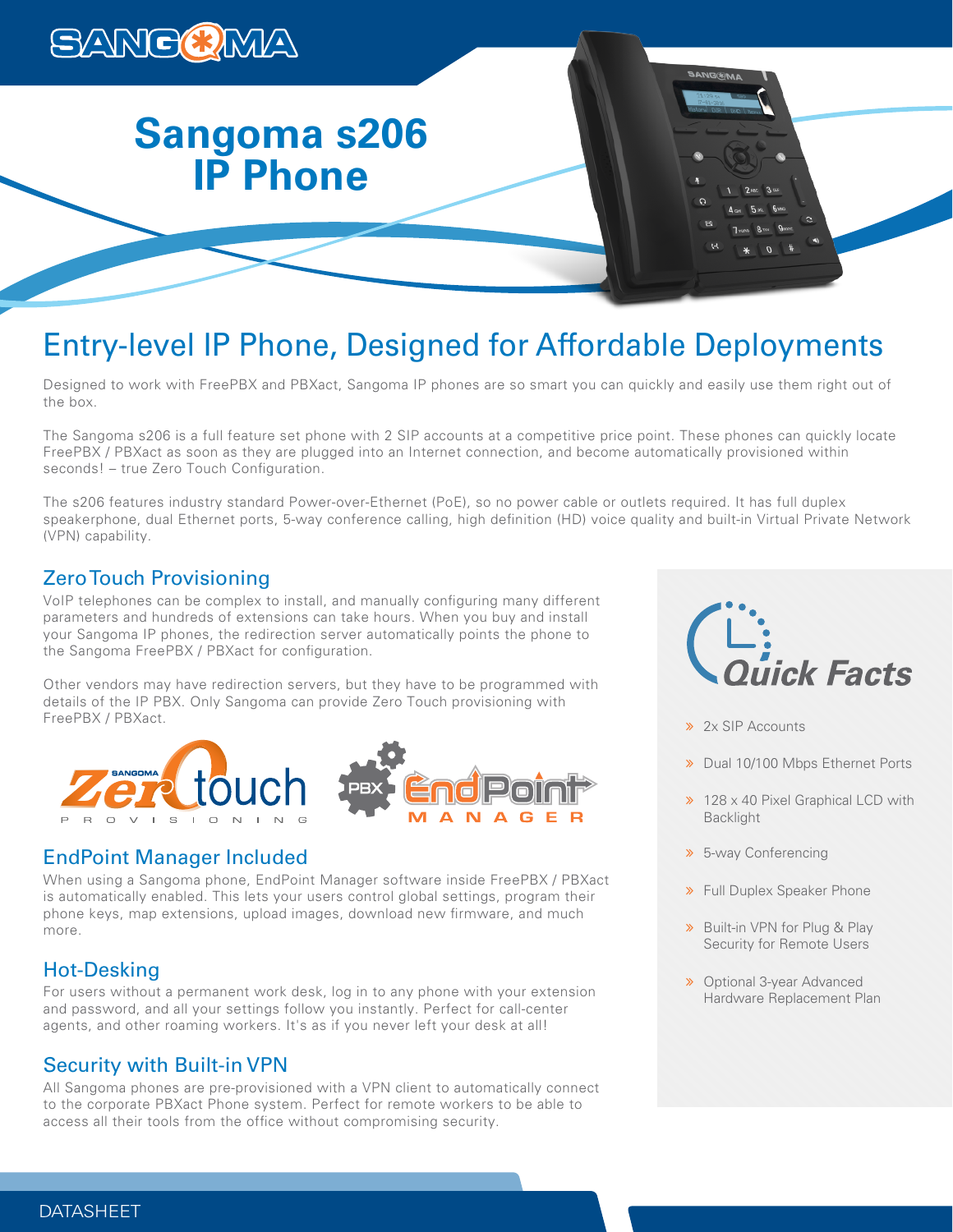# Sangoma s206 IP Phone

## Entry-level IP Phone, Designed for Affordable Deployments

Designed to work with FreePBX and PBXact, Sangoma IP phones are so smart you can quickly and easily use them right out of the box.

The Sangoma s206 is a full feature set phone with 2 SIP accounts at a competitive price point. These phones can quickly locate FreePBX / PBXact as soon as they are plugged into an Internet connection, and become automatically provisioned within seconds! – true Zero Touch Configuration.

The s206 features industry standard Power-over-Ethernet (PoE), so no power cable or outlets required. It has full duplex speakerphone, dual Ethernet ports, 5-way conference calling, high definition (HD) voice quality and built-in Virtual Private Network (VPN) capability.

### Zero Touch Provisioning

VoIP telephones can be complex to install, and manually configuring many different parameters and hundreds of extensions can take hours. When you buy and install your Sangoma IP phones, the redirection server automatically points the phone to the Sangoma FreePBX / PBXact for configuration.

Other vendors may have redirection servers, but they have to be programmed with details of the IP PBX. Only Sangoma can provide Zero Touch provisioning with FreePBX / PBXact.

### EndPoint Manager Included

When using a Sangoma phone, EndPoint Manager software inside FreePBX / PBXact is automatically enabled. This lets your users control global settings, program their phone keys, map extensions, upload images, download new firmware, and much more.

### Hot-Desking

For users without a permanent work desk, log in to any phone with your extension and password, and all your settings follow you instantly. Perfect for call-center agents, and other roaming workers. It's as if you never left your desk at all!

### Security with Built-in VPN

All Sangoma phones are pre-provisioned with a VPN client to automatically connect to the corporate PBXact Phone system. Perfect for remote workers to be able to access all their tools from the office without compromising security.

### Quick Facts

- 2x SIP Accounts
- Dual 10/100 Mbps Ethernet Ports
- 128 x 40 Pixel Graphical LCD with Backlight
- 5-way Conferencing
- Full Duplex Speaker Phone
- Built-in VPN for Plug & Play Security for Remote Users
- Optional 3-year Advanced Hardware Replacement Plan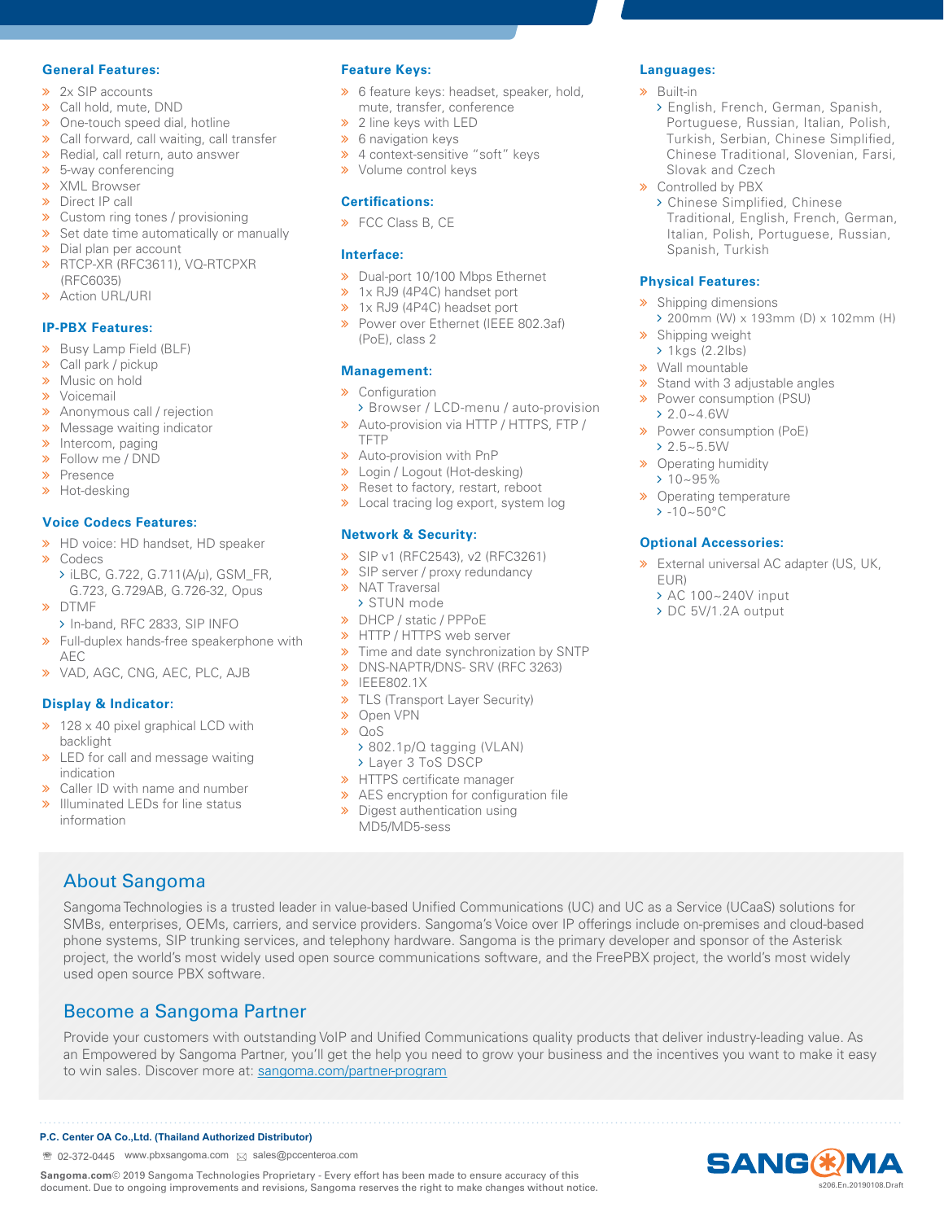## General Features:

- 2x SIP accounts
- Call hold, mute, DND
- One-touch speed dial, hotline
- Call forward, call waiting, call transfer
- Redial, call return, auto answer
- 5-way conferencing
- XML Browser
- Direct IP call
- Custom ring tones / provisioning
- Set date time automatically or manually
- Dial plan per account
- RTCP-XR (RFC3611), VQ-RTCPXR (RFC6035)
- Action URL/URI

## IP-PBX Features:

- Busy Lamp Field (BLF)
- Call park / pickup
- Music on hold
- Voicemail
- Anonymous call / rejection
- Message waiting indicator
- Intercom, paging
- Follow me / DND
- Presence
- Hot-desking

## Voice Codecs Features:

- HD voice: HD handset, HD speaker
- Codecs
  - iLBC, G.722, G.711(A/μ), GSM_FR, G.723, G.729AB, G.726-32, Opus
- DTMF
  - In-band, RFC 2833, SIP INFO
- Full-duplex hands-free speakerphone with AEC
- VAD, AGC, CNG, AEC, PLC, AJB

## Display & Indicator:

- 128 x 40 pixel graphical LCD with backlight
- LED for call and message waiting indication
- Caller ID with name and number
- Illuminated LEDs for line status information

## Feature Keys:

- 6 feature keys: headset, speaker, hold, mute, transfer, conference
- 2 line keys with LED
- 6 navigation keys
- 4 context-sensitive "soft" keys
- Volume control keys

## Certifications:

- FCC Class B, CE

## Interface:

- Dual-port 10/100 Mbps Ethernet
- 1x RJ9 (4P4C) handset port
- 1x RJ9 (4P4C) headset port
- Power over Ethernet (IEEE 802.3af) (PoE), class 2

## Management:

- Configuration
  - Browser / LCD-menu / auto-provision
- Auto-provision via HTTP / HTTPS, FTP / TFTP
- Auto-provision with PnP
- Login / Logout (Hot-desking)
- Reset to factory, restart, reboot
- Local tracing log export, system log

## Network & Security:

- SIP v1 (RFC2543), v2 (RFC3261)
- SIP server / proxy redundancy
- NAT Traversal
  - STUN mode
- DHCP / static / PPPoE
- HTTP / HTTPS web server
- Time and date synchronization by SNTP
- DNS-NAPTR/DNS- SRV (RFC 3263)
- IEEE802.1X
- TLS (Transport Layer Security)
- Open VPN
- QoS
  - 802.1p/Q tagging (VLAN)
  - Layer 3 ToS DSCP
- HTTPS certificate manager
- AES encryption for configuration file
- Digest authentication using MD5/MD5-sess

## Languages:

- Built-in
  - English, French, German, Spanish, Portuguese, Russian, Italian, Polish, Turkish, Serbian, Chinese Simplified, Chinese Traditional, Slovenian, Farsi, Slovak and Czech
- Controlled by PBX
  - Chinese Simplified, Chinese Traditional, English, French, German, Italian, Polish, Portuguese, Russian, Spanish, Turkish

## Physical Features:

- Shipping dimensions
  - 200mm (W) x 193mm (D) x 102mm (H)
- Shipping weight
  - 1kgs (2.2lbs)
- Wall mountable
- Stand with 3 adjustable angles
- Power consumption (PSU)
  - 2.0~4.6W
- Power consumption (PoE)
  - 2.5~5.5W
- Operating humidity
  - 10~95%
- Operating temperature
  - -10~50°C

## Optional Accessories:

- External universal AC adapter (US, UK, EUR)
  - AC 100~240V input
  - DC 5V/1.2A output

## About Sangoma

Sangoma Technologies is a trusted leader in value-based Unified Communications (UC) and UC as a Service (UCaaS) solutions for SMBs, enterprises, OEMs, carriers, and service providers. Sangoma's Voice over IP offerings include on-premises and cloud-based phone systems, SIP trunking services, and telephony hardware. Sangoma is the primary developer and sponsor of the Asterisk project, the world's most widely used open source communications software, and the FreePBX project, the world's most widely used open source PBX software.

## Become a Sangoma Partner

Provide your customers with outstanding VoIP and Unified Communications quality products that deliver industry-leading value. As an Empowered by Sangoma Partner, you'll get the help you need to grow your business and the incentives you want to make it easy to win sales. Discover more at: sangoma.com/partner-program

**P.C. Center OA Co.,Ltd. (Thailand Authorized Distributor)**

02-372-0445 www.pbxsangoma.com sales@pccenteroa.com

**Sangoma.com**© 2019 Sangoma Technologies Proprietary - Every effort has been made to ensure accuracy of this document. Due to ongoing improvements and revisions, Sangoma reserves the right to make changes without notice.

SANGOMA

s206.En.20190108.Draft